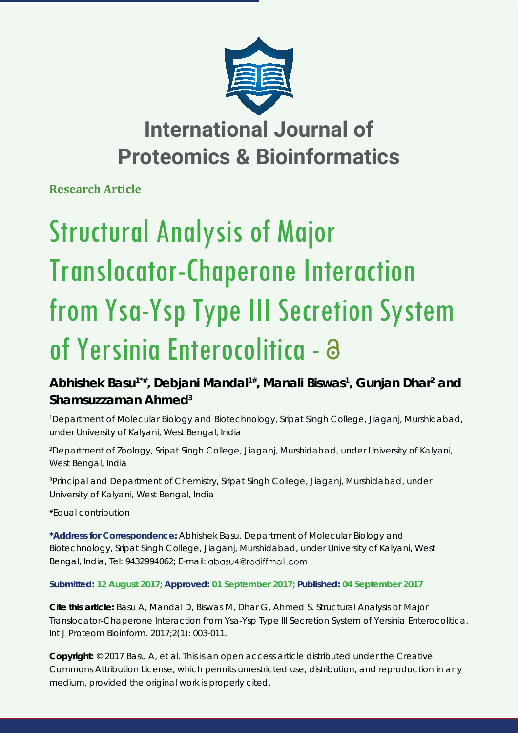# International Journal of Proteomics & Bioinformatics

**Research Article**

# Structural Analysis of Major Translocator-Chaperone Interaction from Ysa-Ysp Type III Secretion System of Yersinia Enterocolitica -

**Abhishek Basu[1*#], Debjani Mandal[1#], Manali Biswas[1], Gunjan Dhar[2] and Shamsuzzaman Ahmed[3]**

[1]Department of Molecular Biology and Biotechnology, Sripat Singh College, Jiaganj, Murshidabad, under University of Kalyani, West Bengal, India

[2]Department of Zoology, Sripat Singh College, Jiaganj, Murshidabad, under University of Kalyani, West Bengal, India

[3]Principal and Department of Chemistry, Sripat Singh College, Jiaganj, Murshidabad, under University of Kalyani, West Bengal, India

[#]Equal contribution

**\*Address for Correspondence:** Abhishek Basu, Department of Molecular Biology and Biotechnology, Sripat Singh College, Jiaganj, Murshidabad, under University of Kalyani, West Bengal, India, Tel: 9432994062; E-mail: abasu4@rediffmail.com

**Submitted: 12 August 2017; Approved: 01 September 2017; Published: 04 September 2017**

**Cite this article:** Basu A, Mandal D, Biswas M, Dhar G, Ahmed S. Structural Analysis of Major Translocator-Chaperone Interaction from Ysa-Ysp Type III Secretion System of Yersinia Enterocolitica. Int J Proteom Bioinform. 2017;2(1): 003-011.

**Copyright:** © 2017 Basu A, et al. This is an open access article distributed under the Creative Commons Attribution License, which permits unrestricted use, distribution, and reproduction in any medium, provided the original work is properly cited.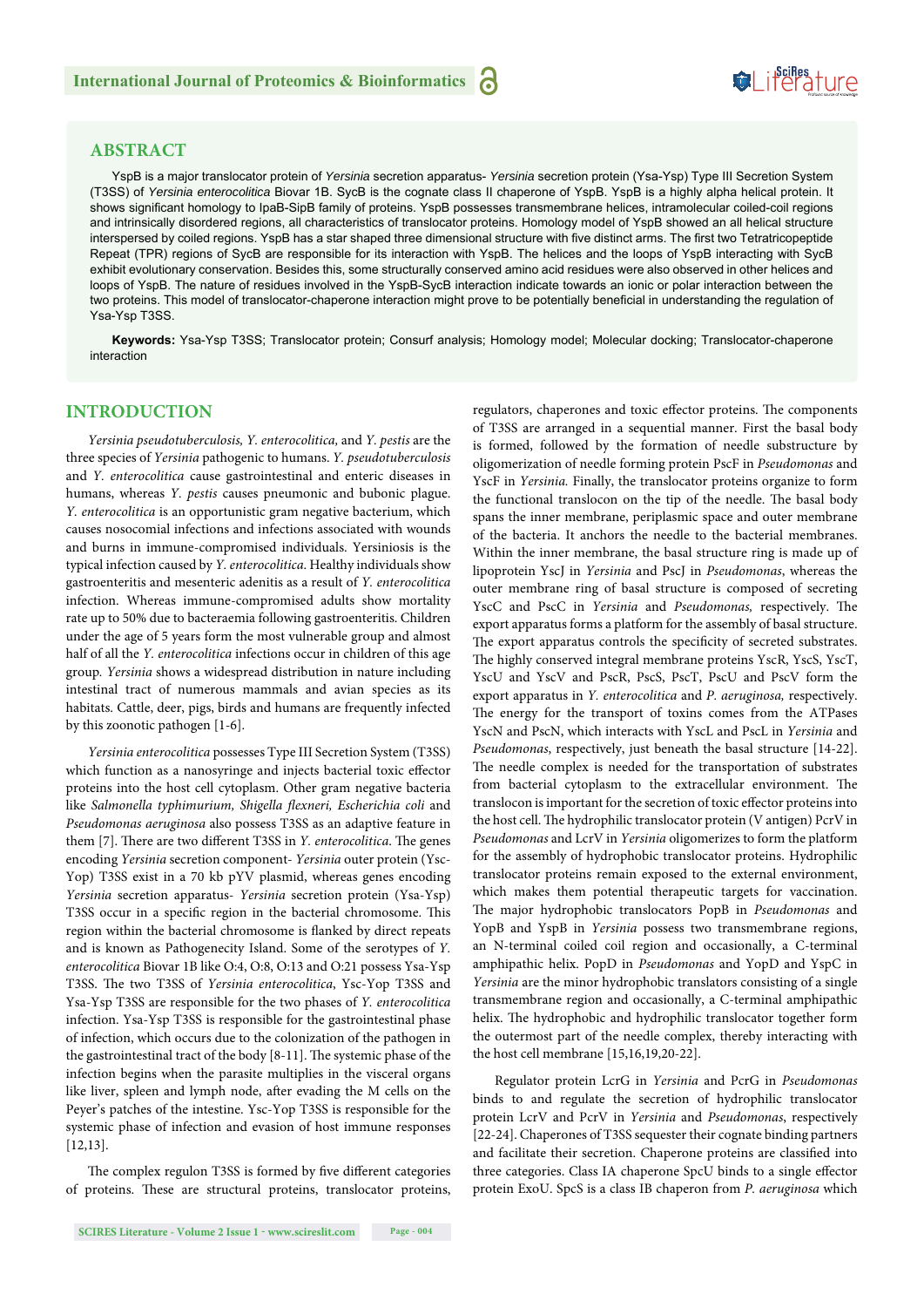## ABSTRACT

YspB is a major translocator protein of *Yersinia* secretion apparatus- *Yersinia* secretion protein (Ysa-Ysp) Type III Secretion System (T3SS) of *Yersinia enterocolitica* Biovar 1B. SycB is the cognate class II chaperone of YspB. YspB is a highly alpha helical protein. It shows significant homology to IpaB-SipB family of proteins. YspB possesses transmembrane helices, intramolecular coiled-coil regions and intrinsically disordered regions, all characteristics of translocator proteins. Homology model of YspB showed an all helical structure interspersed by coiled regions. YspB has a star shaped three dimensional structure with five distinct arms. The first two Tetratricopeptide Repeat (TPR) regions of SycB are responsible for its interaction with YspB. The helices and the loops of YspB interacting with SycB exhibit evolutionary conservation. Besides this, some structurally conserved amino acid residues were also observed in other helices and loops of YspB. The nature of residues involved in the YspB-SycB interaction indicate towards an ionic or polar interaction between the two proteins. This model of translocator-chaperone interaction might prove to be potentially beneficial in understanding the regulation of Ysa-Ysp T3SS.

**Keywords:** Ysa-Ysp T3SS; Translocator protein; Consurf analysis; Homology model; Molecular docking; Translocator-chaperone interaction

## INTRODUCTION

*Yersinia pseudotuberculosis, Y. enterocolitica,* and *Y. pestis* are the three species of *Yersinia* pathogenic to humans. *Y. pseudotuberculosis* and *Y. enterocolitica* cause gastrointestinal and enteric diseases in humans, whereas *Y. pestis* causes pneumonic and bubonic plague. *Y. enterocolitica* is an opportunistic gram negative bacterium, which causes nosocomial infections and infections associated with wounds and burns in immune-compromised individuals. Yersiniosis is the typical infection caused by *Y. enterocolitica*. Healthy individuals show gastroenteritis and mesenteric adenitis as a result of *Y. enterocolitica* infection. Whereas immune-compromised adults show mortality rate up to 50% due to bacteraemia following gastroenteritis. Children under the age of 5 years form the most vulnerable group and almost half of all the *Y. enterocolitica* infections occur in children of this age group. *Yersinia* shows a widespread distribution in nature including intestinal tract of numerous mammals and avian species as its habitats. Cattle, deer, pigs, birds and humans are frequently infected by this zoonotic pathogen [1-6].

*Yersinia enterocolitica* possesses Type III Secretion System (T3SS) which function as a nanosyringe and injects bacterial toxic effector proteins into the host cell cytoplasm. Other gram negative bacteria like *Salmonella typhimurium, Shigella flexneri, Escherichia coli* and *Pseudomonas aeruginosa* also possess T3SS as an adaptive feature in them [7]. There are two different T3SS in *Y. enterocolitica*. The genes encoding *Yersinia* secretion component- *Yersinia* outer protein (Ysc-Yop) T3SS exist in a 70 kb pYV plasmid, whereas genes encoding *Yersinia* secretion apparatus- *Yersinia* secretion protein (Ysa-Ysp) T3SS occur in a specific region in the bacterial chromosome. This region within the bacterial chromosome is flanked by direct repeats and is known as Pathogenecity Island. Some of the serotypes of *Y. enterocolitica* Biovar 1B like O:4, O:8, O:13 and O:21 possess Ysa-Ysp T3SS. The two T3SS of *Yersinia enterocolitica*, Ysc-Yop T3SS and Ysa-Ysp T3SS are responsible for the two phases of *Y. enterocolitica* infection. Ysa-Ysp T3SS is responsible for the gastrointestinal phase of infection, which occurs due to the colonization of the pathogen in the gastrointestinal tract of the body [8-11]. The systemic phase of the infection begins when the parasite multiplies in the visceral organs like liver, spleen and lymph node, after evading the M cells on the Peyer's patches of the intestine. Ysc-Yop T3SS is responsible for the systemic phase of infection and evasion of host immune responses [12,13].

The complex regulon T3SS is formed by five different categories of proteins. These are structural proteins, translocator proteins, regulators, chaperones and toxic effector proteins. The components of T3SS are arranged in a sequential manner. First the basal body is formed, followed by the formation of needle substructure by oligomerization of needle forming protein PscF in *Pseudomonas* and YscF in *Yersinia.* Finally, the translocator proteins organize to form the functional translocon on the tip of the needle. The basal body spans the inner membrane, periplasmic space and outer membrane of the bacteria. It anchors the needle to the bacterial membranes. Within the inner membrane, the basal structure ring is made up of lipoprotein YscJ in *Yersinia* and PscJ in *Pseudomonas*, whereas the outer membrane ring of basal structure is composed of secreting YscC and PscC in *Yersinia* and *Pseudomonas,* respectively. The export apparatus forms a platform for the assembly of basal structure. The export apparatus controls the specificity of secreted substrates. The highly conserved integral membrane proteins YscR, YscS, YscT, YscU and YscV and PscR, PscS, PscT, PscU and PscV form the export apparatus in *Y. enterocolitica* and *P. aeruginosa,* respectively. The energy for the transport of toxins comes from the ATPases YscN and PscN, which interacts with YscL and PscL in *Yersinia* and *Pseudomonas*, respectively, just beneath the basal structure [14-22]. The needle complex is needed for the transportation of substrates from bacterial cytoplasm to the extracellular environment. The translocon is important for the secretion of toxic effector proteins into the host cell. The hydrophilic translocator protein (V antigen) PcrV in *Pseudomonas* and LcrV in *Yersinia* oligomerizes to form the platform for the assembly of hydrophobic translocator proteins. Hydrophilic translocator proteins remain exposed to the external environment, which makes them potential therapeutic targets for vaccination. The major hydrophobic translocators PopB in *Pseudomonas* and YopB and YspB in *Yersinia* possess two transmembrane regions, an N-terminal coiled coil region and occasionally, a C-terminal amphipathic helix. PopD in *Pseudomonas* and YopD and YspC in *Yersinia* are the minor hydrophobic translators consisting of a single transmembrane region and occasionally, a C-terminal amphipathic helix. The hydrophobic and hydrophilic translocator together form the outermost part of the needle complex, thereby interacting with the host cell membrane [15,16,19,20-22].

Regulator protein LcrG in *Yersinia* and PcrG in *Pseudomonas* binds to and regulate the secretion of hydrophilic translocator protein LcrV and PcrV in *Yersinia* and *Pseudomonas*, respectively [22-24]. Chaperones of T3SS sequester their cognate binding partners and facilitate their secretion. Chaperone proteins are classified into three categories. Class IA chaperone SpcU binds to a single effector protein ExoU. SpcS is a class IB chaperon from *P. aeruginosa* which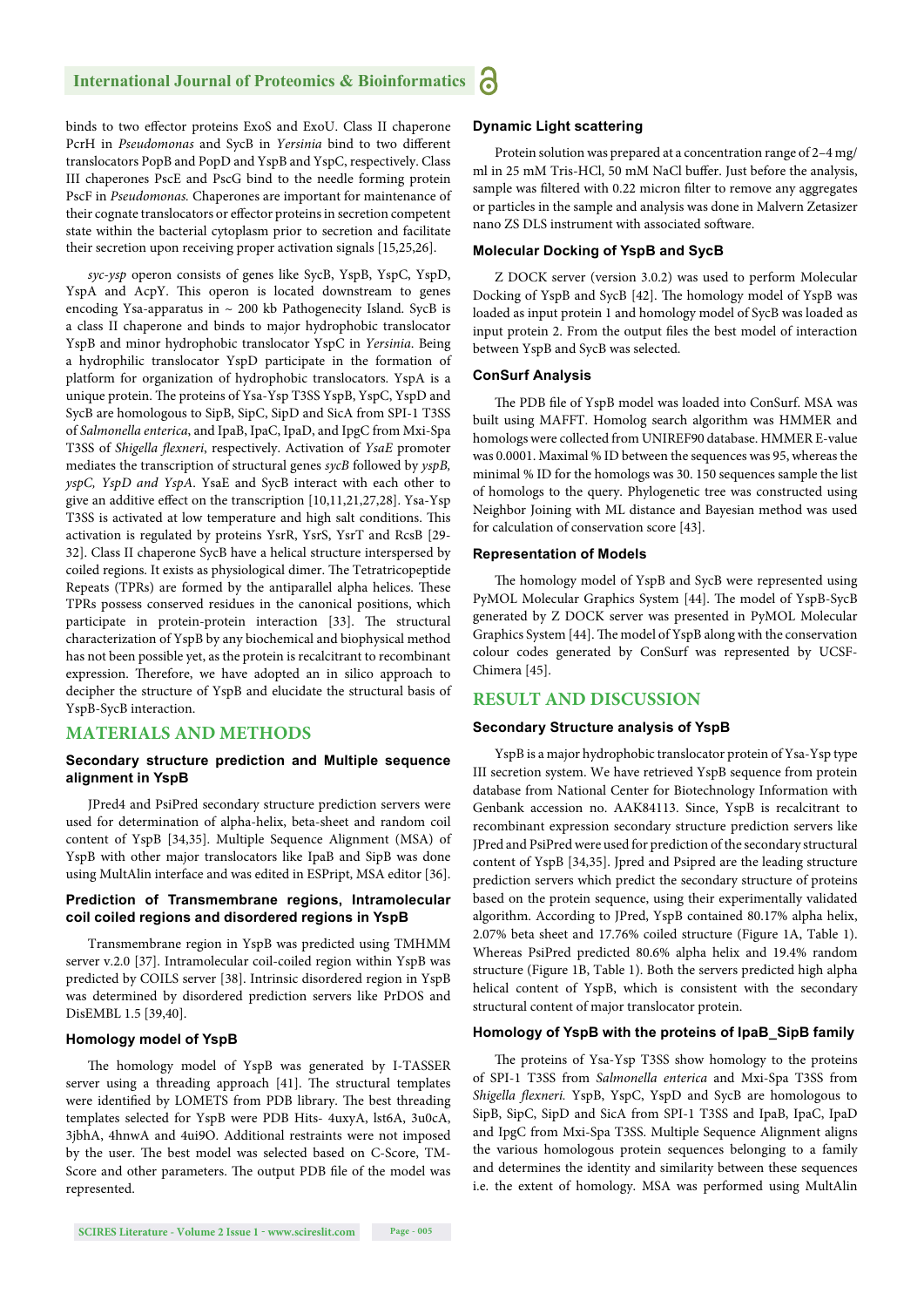binds to two effector proteins ExoS and ExoU. Class II chaperone PcrH in *Pseudomonas* and SycB in *Yersinia* bind to two different translocators PopB and PopD and YspB and YspC, respectively. Class III chaperones PscE and PscG bind to the needle forming protein PscF in *Pseudomonas.* Chaperones are important for maintenance of their cognate translocators or effector proteins in secretion competent state within the bacterial cytoplasm prior to secretion and facilitate their secretion upon receiving proper activation signals [15,25,26].

*syc-ysp* operon consists of genes like SycB, YspB, YspC, YspD, YspA and AcpY. This operon is located downstream to genes encoding Ysa-apparatus in ~ 200 kb Pathogenecity Island. SycB is a class II chaperone and binds to major hydrophobic translocator YspB and minor hydrophobic translocator YspC in *Yersinia*. Being a hydrophilic translocator YspD participate in the formation of platform for organization of hydrophobic translocators. YspA is a unique protein. The proteins of Ysa-Ysp T3SS YspB, YspC, YspD and SycB are homologous to SipB, SipC, SipD and SicA from SPI-1 T3SS of *Salmonella enterica*, and IpaB, IpaC, IpaD, and IpgC from Mxi-Spa T3SS of *Shigella flexneri*, respectively. Activation of *YsaE* promoter mediates the transcription of structural genes *sycB* followed by *yspB, yspC, YspD and YspA*. YsaE and SycB interact with each other to give an additive effect on the transcription [10,11,21,27,28]. Ysa-Ysp T3SS is activated at low temperature and high salt conditions. This activation is regulated by proteins YsrR, YsrS, YsrT and RcsB [29-32]. Class II chaperone SycB have a helical structure interspersed by coiled regions. It exists as physiological dimer. The Tetratricopeptide Repeats (TPRs) are formed by the antiparallel alpha helices. These TPRs possess conserved residues in the canonical positions, which participate in protein-protein interaction [33]. The structural characterization of YspB by any biochemical and biophysical method has not been possible yet, as the protein is recalcitrant to recombinant expression. Therefore, we have adopted an in silico approach to decipher the structure of YspB and elucidate the structural basis of YspB-SycB interaction.

## MATERIALS AND METHODS

### Secondary structure prediction and Multiple sequence alignment in YspB

JPred4 and PsiPred secondary structure prediction servers were used for determination of alpha-helix, beta-sheet and random coil content of YspB [34,35]. Multiple Sequence Alignment (MSA) of YspB with other major translocators like IpaB and SipB was done using MultAlin interface and was edited in ESPript, MSA editor [36].

### Prediction of Transmembrane regions, Intramolecular coil coiled regions and disordered regions in YspB

Transmembrane region in YspB was predicted using TMHMM server v.2.0 [37]. Intramolecular coil-coiled region within YspB was predicted by COILS server [38]. Intrinsic disordered region in YspB was determined by disordered prediction servers like PrDOS and DisEMBL 1.5 [39,40].

### Homology model of YspB

The homology model of YspB was generated by I-TASSER server using a threading approach [41]. The structural templates were identified by LOMETS from PDB library. The best threading templates selected for YspB were PDB Hits- 4uxyA, lst6A, 3u0cA, 3jbhA, 4hnwA and 4ui9O. Additional restraints were not imposed by the user. The best model was selected based on C-Score, TM-Score and other parameters. The output PDB file of the model was represented.

### Dynamic Light scattering

Protein solution was prepared at a concentration range of 2–4 mg/ml in 25 mM Tris-HCl, 50 mM NaCl buffer. Just before the analysis, sample was filtered with 0.22 micron filter to remove any aggregates or particles in the sample and analysis was done in Malvern Zetasizer nano ZS DLS instrument with associated software.

### Molecular Docking of YspB and SycB

Z DOCK server (version 3.0.2) was used to perform Molecular Docking of YspB and SycB [42]. The homology model of YspB was loaded as input protein 1 and homology model of SycB was loaded as input protein 2. From the output files the best model of interaction between YspB and SycB was selected.

### ConSurf Analysis

The PDB file of YspB model was loaded into ConSurf. MSA was built using MAFFT. Homolog search algorithm was HMMER and homologs were collected from UNIREF90 database. HMMER E-value was 0.0001. Maximal % ID between the sequences was 95, whereas the minimal % ID for the homologs was 30. 150 sequences sample the list of homologs to the query. Phylogenetic tree was constructed using Neighbor Joining with ML distance and Bayesian method was used for calculation of conservation score [43].

### Representation of Models

The homology model of YspB and SycB were represented using PyMOL Molecular Graphics System [44]. The model of YspB-SycB generated by Z DOCK server was presented in PyMOL Molecular Graphics System [44]. The model of YspB along with the conservation colour codes generated by ConSurf was represented by UCSF-Chimera [45].

## RESULT AND DISCUSSION

### Secondary Structure analysis of YspB

YspB is a major hydrophobic translocator protein of Ysa-Ysp type III secretion system. We have retrieved YspB sequence from protein database from National Center for Biotechnology Information with Genbank accession no. AAK84113. Since, YspB is recalcitrant to recombinant expression secondary structure prediction servers like JPred and PsiPred were used for prediction of the secondary structural content of YspB [34,35]. Jpred and Psipred are the leading structure prediction servers which predict the secondary structure of proteins based on the protein sequence, using their experimentally validated algorithm. According to JPred, YspB contained 80.17% alpha helix, 2.07% beta sheet and 17.76% coiled structure (Figure 1A, Table 1). Whereas PsiPred predicted 80.6% alpha helix and 19.4% random structure (Figure 1B, Table 1). Both the servers predicted high alpha helical content of YspB, which is consistent with the secondary structural content of major translocator protein.

### Homology of YspB with the proteins of IpaB_SipB family

The proteins of Ysa-Ysp T3SS show homology to the proteins of SPI-1 T3SS from *Salmonella enterica* and Mxi-Spa T3SS from *Shigella flexneri.* YspB, YspC, YspD and SycB are homologous to SipB, SipC, SipD and SicA from SPI-1 T3SS and IpaB, IpaC, IpaD and IpgC from Mxi-Spa T3SS. Multiple Sequence Alignment aligns the various homologous protein sequences belonging to a family and determines the identity and similarity between these sequences i.e. the extent of homology. MSA was performed using MultAlin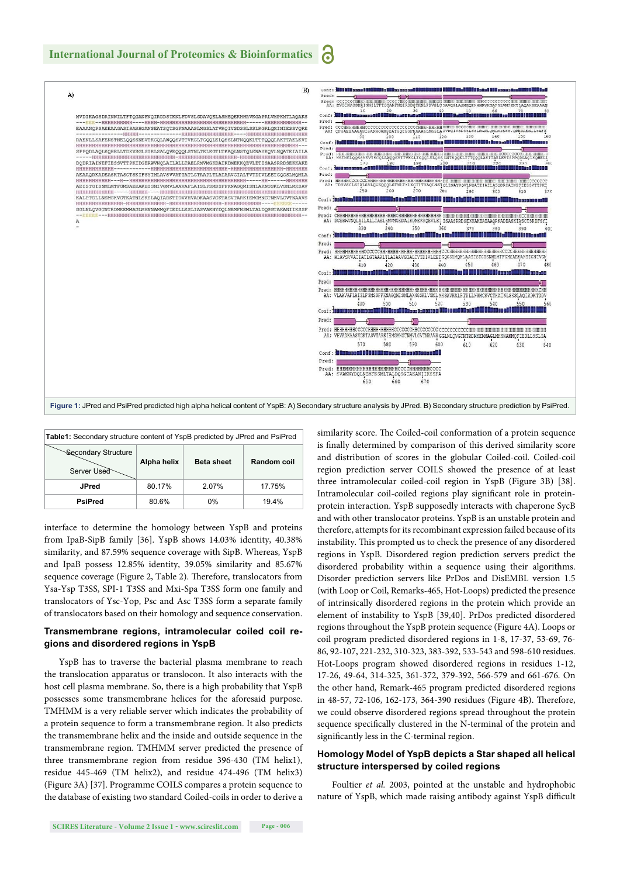Figure 1: JPred and PsiPred predicted high alpha helical content of YspB: A) Secondary structure analysis by JPred. B) Secondary structure prediction by PsiPred.

**Table1:** Secondary structure content of YspB predicted by JPred and PsiPred

| Server Used \ Secondary Structure | Alpha helix | Beta sheet | Random coil |
|---|---|---|---|
| **JPred** | 80.17% | 2.07% | 17.75% |
| **PsiPred** | 80.6% | 0% | 19.4% |

interface to determine the homology between YspB and proteins from IpaB-SipB family [36]. YspB shows 14.03% identity, 40.38% similarity, and 87.59% sequence coverage with SipB. Whereas, YspB and IpaB possess 12.85% identity, 39.05% similarity and 85.67% sequence coverage (Figure 2, Table 2). Therefore, translocators from Ysa-Ysp T3SS, SPI-1 T3SS and Mxi-Spa T3SS form one family and translocators of Ysc-Yop, Psc and Asc T3SS form a separate family of translocators based on their homology and sequence conservation.

### Transmembrane regions, intramolecular coiled coil regions and disordered regions in YspB

YspB has to traverse the bacterial plasma membrane to reach the translocation apparatus or translocon. It also interacts with the host cell plasma membrane. So, there is a high probability that YspB possesses some transmembrane helices for the aforesaid purpose. TMHMM is a very reliable server which indicates the probability of a protein sequence to form a transmembrane region. It also predicts the transmembrane helix and the inside and outside sequence in the transmembrane region. TMHMM server predicted the presence of three transmembrane region from residue 396-430 (TM helix1), residue 445-469 (TM helix2), and residue 474-496 (TM helix3) (Figure 3A) [37]. Programme COILS compares a protein sequence to the database of existing two standard Coiled-coils in order to derive a similarity score. The Coiled-coil conformation of a protein sequence is finally determined by comparison of this derived similarity score and distribution of scores in the globular Coiled-coil. Coiled-coil region prediction server COILS showed the presence of at least three intramolecular coiled-coil region in YspB (Figure 3B) [38]. Intramolecular coil-coiled regions play significant role in protein-protein interaction. YspB supposedly interacts with chaperone SycB and with other translocator proteins. YspB is an unstable protein and therefore, attempts for its recombinant expression failed because of its instability. This prompted us to check the presence of any disordered regions in YspB. Disordered region prediction servers predict the disordered probability within a sequence using their algorithms. Disorder prediction servers like PrDos and DisEMBL version 1.5 (with Loop or Coil, Remarks-465, Hot-Loops) predicted the presence of intrinsically disordered regions in the protein which provide an element of instability to YspB [39,40]. PrDos predicted disordered regions throughout the YspB protein sequence (Figure 4A). Loops or coil program predicted disordered regions in 1-8, 17-37, 53-69, 76-86, 92-107, 221-232, 310-323, 383-392, 533-543 and 598-610 residues. Hot-Loops program showed disordered regions in residues 1-12, 17-26, 49-64, 314-325, 361-372, 379-392, 566-579 and 661-676. On the other hand, Remark-465 program predicted disordered regions in 48-57, 72-106, 162-173, 364-390 residues (Figure 4B). Therefore, we could observe disordered regions spread throughout the protein sequence specifically clustered in the N-terminal of the protein and significantly less in the C-terminal region.

### Homology Model of YspB depicts a Star shaped all helical structure interspersed by coiled regions

Foultier *et al.* 2003, pointed at the unstable and hydrophobic nature of YspB, which made raising antibody against YspB difficult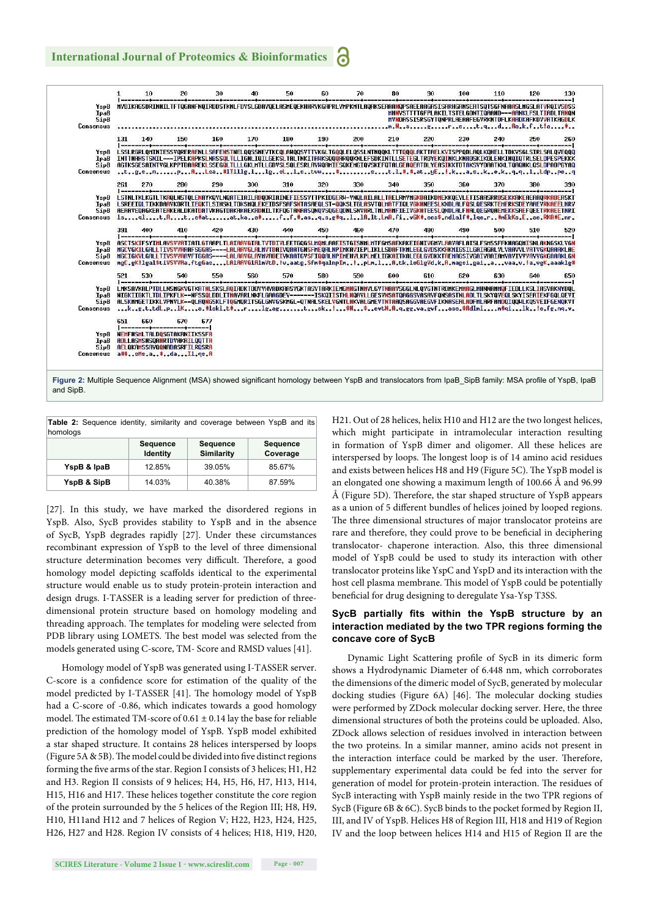Figure 2: Multiple Sequence Alignment (MSA) showed significant homology between YspB and translocators from IpaB_SipB family: MSA profile of YspB, IpaB and SipB.

Table 2: Sequence identity, similarity and coverage between YspB and its homologs

| | Sequence Identity | Sequence Similarity | Sequence Coverage |
|---|---|---|---|
| **YspB & IpaB** | 12.85% | 39.05% | 85.67% |
| **YspB & SipB** | 14.03% | 40.38% | 87.59% |

[27]. In this study, we have marked the disordered regions in YspB. Also, SycB provides stability to YspB and in the absence of SycB, YspB degrades rapidly [27]. Under these circumstances recombinant expression of YspB to the level of three dimensional structure determination becomes very difficult. Therefore, a good homology model depicting scaffolds identical to the experimental structure would enable us to study protein-protein interaction and design drugs. I-TASSER is a leading server for prediction of three-dimensional protein structure based on homology modeling and threading approach. The templates for modeling were selected from PDB library using LOMETS. The best model was selected from the models generated using C-score, TM- Score and RMSD values [41].

Homology model of YspB was generated using I-TASSER server. C-score is a confidence score for estimation of the quality of the model predicted by I-TASSER [41]. The homology model of YspB had a C-score of -0.86, which indicates towards a good homology model. The estimated TM-score of 0.61 ± 0.14 lay the base for reliable prediction of the homology model of YspB. YspB model exhibited a star shaped structure. It contains 28 helices interspersed by loops (Figure 5A & 5B). The model could be divided into five distinct regions forming the five arms of the star. Region I consists of 3 helices; H1, H2 and H3. Region II consists of 9 helices; H4, H5, H6, H7, H13, H14, H15, H16 and H17. These helices together constitute the core region of the protein surrounded by the 5 helices of the Region III; H8, H9, H10, H11and H12 and 7 helices of Region V; H22, H23, H24, H25, H26, H27 and H28. Region IV consists of 4 helices; H18, H19, H20, H21. Out of 28 helices, helix H10 and H12 are the two longest helices, which might participate in intramolecular interaction resulting in formation of YspB dimer and oligomer. All these helices are interspersed by loops. The longest loop is of 14 amino acid residues and exists between helices H8 and H9 (Figure 5C). The YspB model is an elongated one showing a maximum length of 100.66 Å and 96.99 Å (Figure 5D). Therefore, the star shaped structure of YspB appears as a union of 5 different bundles of helices joined by looped regions. The three dimensional structures of major translocator proteins are rare and therefore, they could prove to be beneficial in deciphering translocator- chaperone interaction. Also, this three dimensional model of YspB could be used to study its interaction with other translocator proteins like YspC and YspD and its interaction with the host cell plasma membrane. This model of YspB could be potentially beneficial for drug designing to deregulate Ysa-Ysp T3SS.

### SycB partially fits within the YspB structure by an interaction mediated by the two TPR regions forming the concave core of SycB

Dynamic Light Scattering profile of SycB in its dimeric form shows a Hydrodynamic Diameter of 6.448 nm, which corroborates the dimensions of the dimeric model of SycB, generated by molecular docking studies (Figure 6A) [46]. The molecular docking studies were performed by ZDock molecular docking server. Here, the three dimensional structures of both the proteins could be uploaded. Also, ZDock allows selection of residues involved in interaction between the two proteins. In a similar manner, amino acids not present in the interaction interface could be marked by the user. Therefore, supplementary experimental data could be fed into the server for generation of model for protein-protein interaction. The residues of SycB interacting with YspB mainly reside in the two TPR regions of SycB (Figure 6B & 6C). SycB binds to the pocket formed by Region II, III, and IV of YspB. Helices H8 of Region III, H18 and H19 of Region IV and the loop between helices H14 and H15 of Region II are the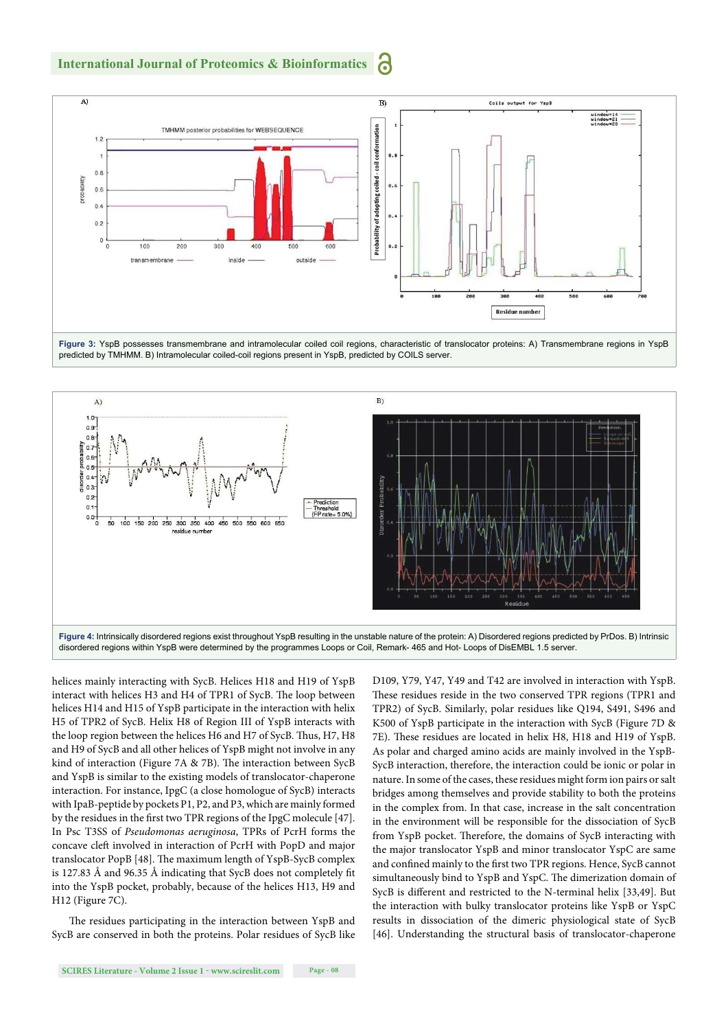**Figure 3:** YspB possesses transmembrane and intramolecular coiled coil regions, characteristic of translocator proteins: A) Transmembrane regions in YspB predicted by TMHMM. B) Intramolecular coiled-coil regions present in YspB, predicted by COILS server.

**Figure 4:** Intrinsically disordered regions exist throughout YspB resulting in the unstable nature of the protein: A) Disordered regions predicted by PrDos. B) Intrinsic disordered regions within YspB were determined by the programmes Loops or Coil, Remark- 465 and Hot- Loops of DisEMBL 1.5 server.

helices mainly interacting with SycB. Helices H18 and H19 of YspB interact with helices H3 and H4 of TPR1 of SycB. The loop between helices H14 and H15 of YspB participate in the interaction with helix H5 of TPR2 of SycB. Helix H8 of Region III of YspB interacts with the loop region between the helices H6 and H7 of SycB. Thus, H7, H8 and H9 of SycB and all other helices of YspB might not involve in any kind of interaction (Figure 7A & 7B). The interaction between SycB and YspB is similar to the existing models of translocator-chaperone interaction. For instance, IpgC (a close homologue of SycB) interacts with IpaB-peptide by pockets P1, P2, and P3, which are mainly formed by the residues in the first two TPR regions of the IpgC molecule [47]. In Psc T3SS of *Pseudomonas aeruginosa*, TPRs of PcrH forms the concave cleft involved in interaction of PcrH with PopD and major translocator PopB [48]. The maximum length of YspB-SycB complex is 127.83 Å and 96.35 Å indicating that SycB does not completely fit into the YspB pocket, probably, because of the helices H13, H9 and H12 (Figure 7C).

The residues participating in the interaction between YspB and SycB are conserved in both the proteins. Polar residues of SycB like D109, Y79, Y47, Y49 and T42 are involved in interaction with YspB. These residues reside in the two conserved TPR regions (TPR1 and TPR2) of SycB. Similarly, polar residues like Q194, S491, S496 and K500 of YspB participate in the interaction with SycB (Figure 7D & 7E). These residues are located in helix H8, H18 and H19 of YspB. As polar and charged amino acids are mainly involved in the YspB-SycB interaction, therefore, the interaction could be ionic or polar in nature. In some of the cases, these residues might form ion pairs or salt bridges among themselves and provide stability to both the proteins in the complex from. In that case, increase in the salt concentration in the environment will be responsible for the dissociation of SycB from YspB pocket. Therefore, the domains of SycB interacting with the major translocator YspB and minor translocator YspC are same and confined mainly to the first two TPR regions. Hence, SycB cannot simultaneously bind to YspB and YspC. The dimerization domain of SycB is different and restricted to the N-terminal helix [33,49]. But the interaction with bulky translocator proteins like YspB or YspC results in dissociation of the dimeric physiological state of SycB [46]. Understanding the structural basis of translocator-chaperone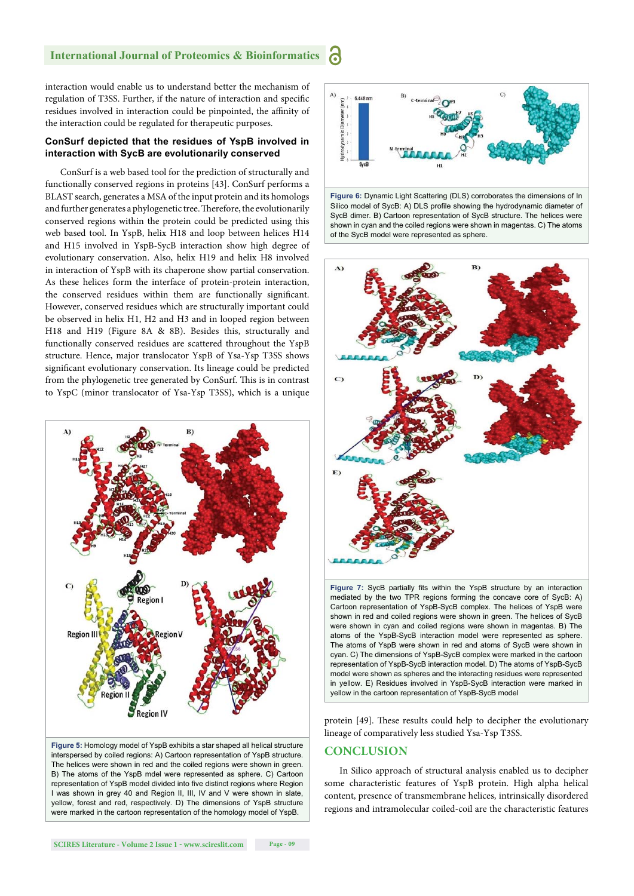interaction would enable us to understand better the mechanism of regulation of T3SS. Further, if the nature of interaction and specific residues involved in interaction could be pinpointed, the affinity of the interaction could be regulated for therapeutic purposes.

### ConSurf depicted that the residues of YspB involved in interaction with SycB are evolutionarily conserved

ConSurf is a web based tool for the prediction of structurally and functionally conserved regions in proteins [43]. ConSurf performs a BLAST search, generates a MSA of the input protein and its homologs and further generates a phylogenetic tree. Therefore, the evolutionarily conserved regions within the protein could be predicted using this web based tool. In YspB, helix H18 and loop between helices H14 and H15 involved in YspB-SycB interaction show high degree of evolutionary conservation. Also, helix H19 and helix H8 involved in interaction of YspB with its chaperone show partial conservation. As these helices form the interface of protein-protein interaction, the conserved residues within them are functionally significant. However, conserved residues which are structurally important could be observed in helix H1, H2 and H3 and in looped region between H18 and H19 (Figure 8A & 8B). Besides this, structurally and functionally conserved residues are scattered throughout the YspB structure. Hence, major translocator YspB of Ysa-Ysp T3SS shows significant evolutionary conservation. Its lineage could be predicted from the phylogenetic tree generated by ConSurf. This is in contrast to YspC (minor translocator of Ysa-Ysp T3SS), which is a unique protein [49]. These results could help to decipher the evolutionary lineage of comparatively less studied Ysa-Ysp T3SS.

**Figure 5:** Homology model of YspB exhibits a star shaped all helical structure interspersed by coiled regions: A) Cartoon representation of YspB structure. The helices were shown in red and the coiled regions were shown in green. B) The atoms of the YspB mdel were represented as sphere. C) Cartoon representation of YspB model divided into five distinct regions where Region I was shown in grey 40 and Region II, III, IV and V were shown in slate, yellow, forest and red, respectively. D) The dimensions of YspB structure were marked in the cartoon representation of the homology model of YspB.

**Figure 6:** Dynamic Light Scattering (DLS) corroborates the dimensions of In Silico model of SycB: A) DLS profile showing the hydrodynamic diameter of SycB dimer. B) Cartoon representation of SycB structure. The helices were shown in cyan and the coiled regions were shown in magentas. C) The atoms of the SycB model were represented as sphere.

**Figure 7:** SycB partially fits within the YspB structure by an interaction mediated by the two TPR regions forming the concave core of SycB: A) Cartoon representation of YspB-SycB complex. The helices of YspB were shown in red and coiled regions were shown in green. The helices of SycB were shown in cyan and coiled regions were shown in magentas. B) The atoms of the YspB-SycB interaction model were represented as sphere. The atoms of YspB were shown in red and atoms of SycB were shown in cyan. C) The dimensions of YspB-SycB complex were marked in the cartoon representation of YspB-SycB interaction model. D) The atoms of YspB-SycB model were shown as spheres and the interacting residues were represented in yellow. E) Residues involved in YspB-SycB interaction were marked in yellow in the cartoon representation of YspB-SycB model

## CONCLUSION

In Silico approach of structural analysis enabled us to decipher some characteristic features of YspB protein. High alpha helical content, presence of transmembrane helices, intrinsically disordered regions and intramolecular coiled-coil are the characteristic features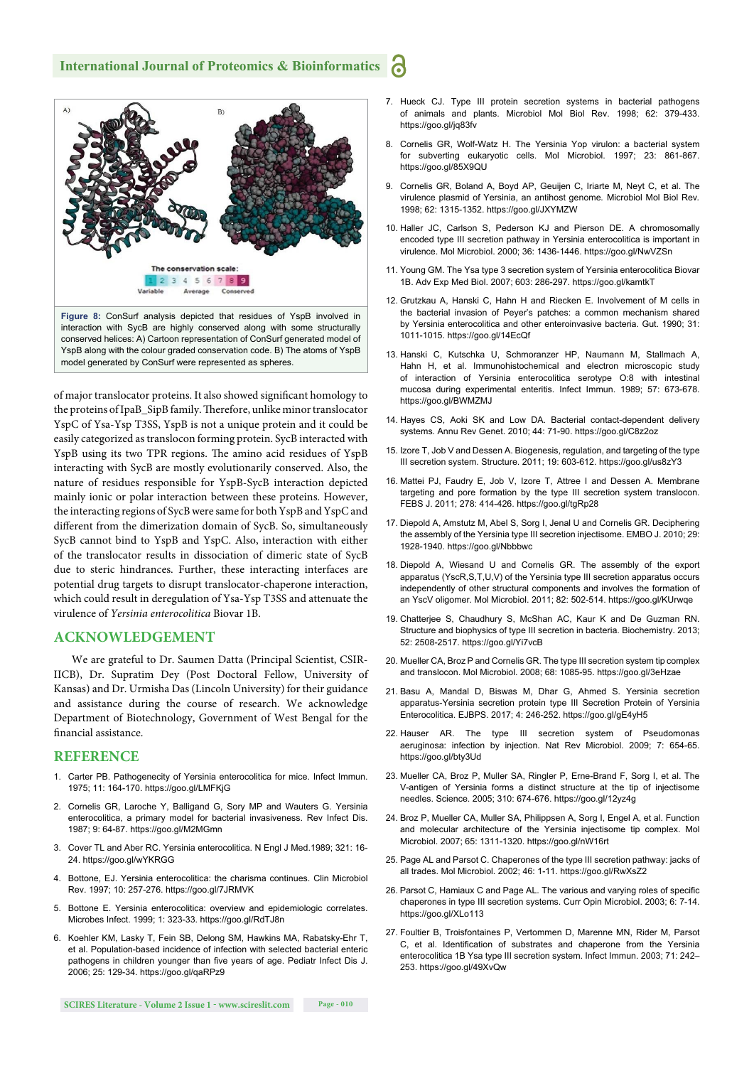**Figure 8:** ConSurf analysis depicted that residues of YspB involved in interaction with SycB are highly conserved along with some structurally conserved helices: A) Cartoon representation of ConSurf generated model of YspB along with the colour graded conservation code. B) The atoms of YspB model generated by ConSurf were represented as spheres.

of major translocator proteins. It also showed significant homology to the proteins of IpaB_SipB family. Therefore, unlike minor translocator YspC of Ysa-Ysp T3SS, YspB is not a unique protein and it could be easily categorized as translocon forming protein. SycB interacted with YspB using its two TPR regions. The amino acid residues of YspB interacting with SycB are mostly evolutionarily conserved. Also, the nature of residues responsible for YspB-SycB interaction depicted mainly ionic or polar interaction between these proteins. However, the interacting regions of SycB were same for both YspB and YspC and different from the dimerization domain of SycB. So, simultaneously SycB cannot bind to YspB and YspC. Also, interaction with either of the translocator results in dissociation of dimeric state of SycB due to steric hindrances. Further, these interacting interfaces are potential drug targets to disrupt translocator-chaperone interaction, which could result in deregulation of Ysa-Ysp T3SS and attenuate the virulence of *Yersinia enterocolitica* Biovar 1B.

## ACKNOWLEDGEMENT

We are grateful to Dr. Saumen Datta (Principal Scientist, CSIR-IICB), Dr. Supratim Dey (Post Doctoral Fellow, University of Kansas) and Dr. Urmisha Das (Lincoln University) for their guidance and assistance during the course of research. We acknowledge Department of Biotechnology, Government of West Bengal for the financial assistance.

## REFERENCE

1. Carter PB. Pathogenecity of Yersinia enterocolitica for mice. Infect Immun. 1975; 11: 164-170. https://goo.gl/LMFKjG
2. Cornelis GR, Laroche Y, Balligand G, Sory MP and Wauters G. Yersinia enterocolitica, a primary model for bacterial invasiveness. Rev Infect Dis. 1987; 9: 64-87. https://goo.gl/M2MGmn
3. Cover TL and Aber RC. Yersinia enterocolitica. N Engl J Med.1989; 321: 16-24. https://goo.gl/wYKRGG
4. Bottone, EJ. Yersinia enterocolitica: the charisma continues. Clin Microbiol Rev. 1997; 10: 257-276. https://goo.gl/7JRMVK
5. Bottone E. Yersinia enterocolitica: overview and epidemiologic correlates. Microbes Infect. 1999; 1: 323-33. https://goo.gl/RdTJ8n
6. Koehler KM, Lasky T, Fein SB, Delong SM, Hawkins MA, Rabatsky-Ehr T, et al. Population-based incidence of infection with selected bacterial enteric pathogens in children younger than five years of age. Pediatr Infect Dis J. 2006; 25: 129-34. https://goo.gl/qaRPz9
7. Hueck CJ. Type III protein secretion systems in bacterial pathogens of animals and plants. Microbiol Mol Biol Rev. 1998; 62: 379-433. https://goo.gl/jq83fv
8. Cornelis GR, Wolf-Watz H. The Yersinia Yop virulon: a bacterial system for subverting eukaryotic cells. Mol Microbiol. 1997; 23: 861-867. https://goo.gl/85X9QU
9. Cornelis GR, Boland A, Boyd AP, Geuijen C, Iriarte M, Neyt C, et al. The virulence plasmid of Yersinia, an antihost genome. Microbiol Mol Biol Rev. 1998; 62: 1315-1352. https://goo.gl/JXYMZW
10. Haller JC, Carlson S, Pederson KJ and Pierson DE. A chromosomally encoded type III secretion pathway in Yersinia enterocolitica is important in virulence. Mol Microbiol. 2000; 36: 1436-1446. https://goo.gl/NwVZSn
11. Young GM. The Ysa type 3 secretion system of Yersinia enterocolitica Biovar 1B. Adv Exp Med Biol. 2007; 603: 286-297. https://goo.gl/kamtkT
12. Grutzkau A, Hanski C, Hahn H and Riecken E. Involvement of M cells in the bacterial invasion of Peyer's patches: a common mechanism shared by Yersinia enterocolitica and other enteroinvasive bacteria. Gut. 1990; 31: 1011-1015. https://goo.gl/14EcQf
13. Hanski C, Kutschka U, Schmoranzer HP, Naumann M, Stallmach A, Hahn H, et al. Immunohistochemical and electron microscopic study of interaction of Yersinia enterocolitica serotype O:8 with intestinal mucosa during experimental enteritis. Infect Immun. 1989; 57: 673-678. https://goo.gl/BWMZMJ
14. Hayes CS, Aoki SK and Low DA. Bacterial contact-dependent delivery systems. Annu Rev Genet. 2010; 44: 71-90. https://goo.gl/C8z2oz
15. Izore T, Job V and Dessen A. Biogenesis, regulation, and targeting of the type III secretion system. Structure. 2011; 19: 603-612. https://goo.gl/us8zY3
16. Mattei PJ, Faudry E, Job V, Izore T, Attree I and Dessen A. Membrane targeting and pore formation by the type III secretion system translocon. FEBS J. 2011; 278: 414-426. https://goo.gl/tgRp28
17. Diepold A, Amstutz M, Abel S, Sorg I, Jenal U and Cornelis GR. Deciphering the assembly of the Yersinia type III secretion injectisome. EMBO J. 2010; 29: 1928-1940. https://goo.gl/Nbbbwc
18. Diepold A, Wiesand U and Cornelis GR. The assembly of the export apparatus (YscR,S,T,U,V) of the Yersinia type III secretion apparatus occurs independently of other structural components and involves the formation of an YscV oligomer. Mol Microbiol. 2011; 82: 502-514. https://goo.gl/KUrwqe
19. Chatterjee S, Chaudhury S, McShan AC, Kaur K and De Guzman RN. Structure and biophysics of type III secretion in bacteria. Biochemistry. 2013; 52: 2508-2517. https://goo.gl/Yi7vcB
20. Mueller CA, Broz P and Cornelis GR. The type III secretion system tip complex and translocon. Mol Microbiol. 2008; 68: 1085-95. https://goo.gl/3eHzae
21. Basu A, Mandal D, Biswas M, Dhar G, Ahmed S. Yersinia secretion apparatus-Yersinia secretion protein type III Secretion Protein of Yersinia Enterocolitica. EJBPS. 2017; 4: 246-252. https://goo.gl/gE4yH5
22. Hauser AR. The type III secretion system of Pseudomonas aeruginosa: infection by injection. Nat Rev Microbiol. 2009; 7: 654-65. https://goo.gl/bty3Ud
23. Mueller CA, Broz P, Muller SA, Ringler P, Erne-Brand F, Sorg I, et al. The V-antigen of Yersinia forms a distinct structure at the tip of injectisome needles. Science. 2005; 310: 674-676. https://goo.gl/12yz4g
24. Broz P, Mueller CA, Muller SA, Philippsen A, Sorg I, Engel A, et al. Function and molecular architecture of the Yersinia injectisome tip complex. Mol Microbiol. 2007; 65: 1311-1320. https://goo.gl/nW16rt
25. Page AL and Parsot C. Chaperones of the type III secretion pathway: jacks of all trades. Mol Microbiol. 2002; 46: 1-11. https://goo.gl/RwXsZ2
26. Parsot C, Hamiaux C and Page AL. The various and varying roles of specific chaperones in type III secretion systems. Curr Opin Microbiol. 2003; 6: 7-14. https://goo.gl/XLo113
27. Foultier B, Troisfontaines P, Vertommen D, Marenne MN, Rider M, Parsot C, et al. Identification of substrates and chaperone from the Yersinia enterocolitica 1B Ysa type III secretion system. Infect Immun. 2003; 71: 242–253. https://goo.gl/49XvQw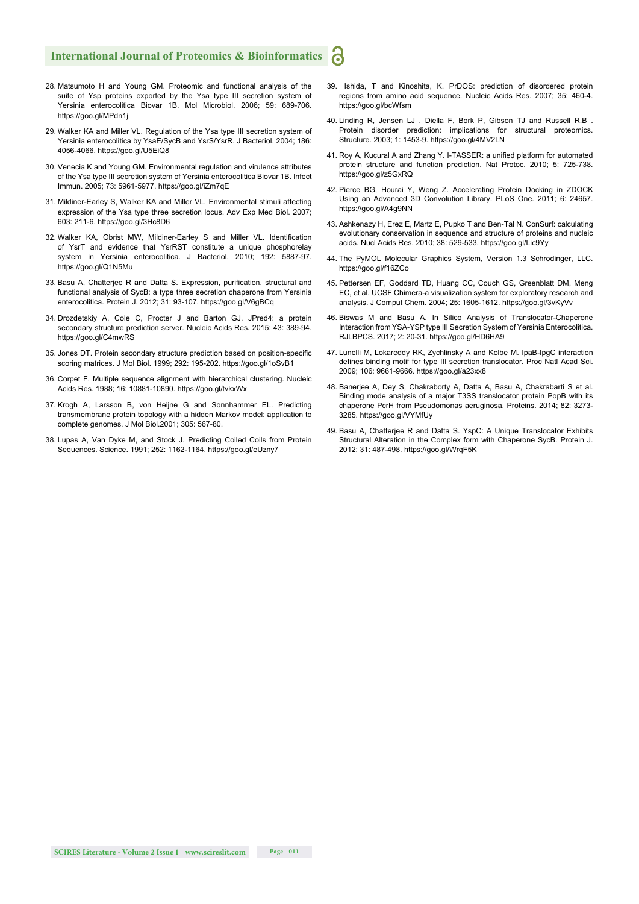28. Matsumoto H and Young GM. Proteomic and functional analysis of the suite of Ysp proteins exported by the Ysa type III secretion system of Yersinia enterocolitica Biovar 1B. Mol Microbiol. 2006; 59: 689-706. https://goo.gl/MPdn1j

29. Walker KA and Miller VL. Regulation of the Ysa type III secretion system of Yersinia enterocolitica by YsaE/SycB and YsrS/YsrR. J Bacteriol. 2004; 186: 4056-4066. https://goo.gl/U5EiQ8

30. Venecia K and Young GM. Environmental regulation and virulence attributes of the Ysa type III secretion system of Yersinia enterocolitica Biovar 1B. Infect Immun. 2005; 73: 5961-5977. https://goo.gl/iZm7qE

31. Mildiner-Earley S, Walker KA and Miller VL. Environmental stimuli affecting expression of the Ysa type three secretion locus. Adv Exp Med Biol. 2007; 603: 211-6. https://goo.gl/3Hc8D6

32. Walker KA, Obrist MW, Mildiner-Earley S and Miller VL. Identification of YsrT and evidence that YsrRST constitute a unique phosphorelay system in Yersinia enterocolitica. J Bacteriol. 2010; 192: 5887-97. https://goo.gl/Q1N5Mu

33. Basu A, Chatterjee R and Datta S. Expression, purification, structural and functional analysis of SycB: a type three secretion chaperone from Yersinia enterocolitica. Protein J. 2012; 31: 93-107. https://goo.gl/V6gBCq

34. Drozdetskiy A, Cole C, Procter J and Barton GJ. JPred4: a protein secondary structure prediction server. Nucleic Acids Res. 2015; 43: 389-94. https://goo.gl/C4mwRS

35. Jones DT. Protein secondary structure prediction based on position-specific scoring matrices. J Mol Biol. 1999; 292: 195-202. https://goo.gl/1oSvB1

36. Corpet F. Multiple sequence alignment with hierarchical clustering. Nucleic Acids Res. 1988; 16: 10881-10890. https://goo.gl/tvkxWx

37. Krogh A, Larsson B, von Heijne G and Sonnhammer EL. Predicting transmembrane protein topology with a hidden Markov model: application to complete genomes. J Mol Biol.2001; 305: 567-80.

38. Lupas A, Van Dyke M, and Stock J. Predicting Coiled Coils from Protein Sequences. Science. 1991; 252: 1162-1164. https://goo.gl/eUzny7

39. Ishida, T and Kinoshita, K. PrDOS: prediction of disordered protein regions from amino acid sequence. Nucleic Acids Res. 2007; 35: 460-4. https://goo.gl/bcWfsm

40. Linding R, Jensen LJ , Diella F, Bork P, Gibson TJ and Russell R.B . Protein disorder prediction: implications for structural proteomics. Structure. 2003; 1: 1453-9. https://goo.gl/4MV2LN

41. Roy A, Kucural A and Zhang Y. I-TASSER: a unified platform for automated protein structure and function prediction. Nat Protoc. 2010; 5: 725-738. https://goo.gl/z5GxRQ

42. Pierce BG, Hourai Y, Weng Z. Accelerating Protein Docking in ZDOCK Using an Advanced 3D Convolution Library. PLoS One. 2011; 6: 24657. https://goo.gl/A4g9NN

43. Ashkenazy H, Erez E, Martz E, Pupko T and Ben-Tal N. ConSurf: calculating evolutionary conservation in sequence and structure of proteins and nucleic acids. Nucl Acids Res. 2010; 38: 529-533. https://goo.gl/Lic9Yy

44. The PyMOL Molecular Graphics System, Version 1.3 Schrodinger, LLC. https://goo.gl/f16ZCo

45. Pettersen EF, Goddard TD, Huang CC, Couch GS, Greenblatt DM, Meng EC, et al. UCSF Chimera-a visualization system for exploratory research and analysis. J Comput Chem. 2004; 25: 1605-1612. https://goo.gl/3vKyVv

46. Biswas M and Basu A. In Silico Analysis of Translocator-Chaperone Interaction from YSA-YSP type III Secretion System of Yersinia Enterocolitica. RJLBPCS. 2017; 2: 20-31. https://goo.gl/HD6HA9

47. Lunelli M, Lokareddy RK, Zychlinsky A and Kolbe M. IpaB-IpgC interaction defines binding motif for type III secretion translocator. Proc Natl Acad Sci. 2009; 106: 9661-9666. https://goo.gl/a23xx8

48. Banerjee A, Dey S, Chakraborty A, Datta A, Basu A, Chakrabarti S et al. Binding mode analysis of a major T3SS translocator protein PopB with its chaperone PcrH from Pseudomonas aeruginosa. Proteins. 2014; 82: 3273-3285. https://goo.gl/VYMfUy

49. Basu A, Chatterjee R and Datta S. YspC: A Unique Translocator Exhibits Structural Alteration in the Complex form with Chaperone SycB. Protein J. 2012; 31: 487-498. https://goo.gl/WrqF5K